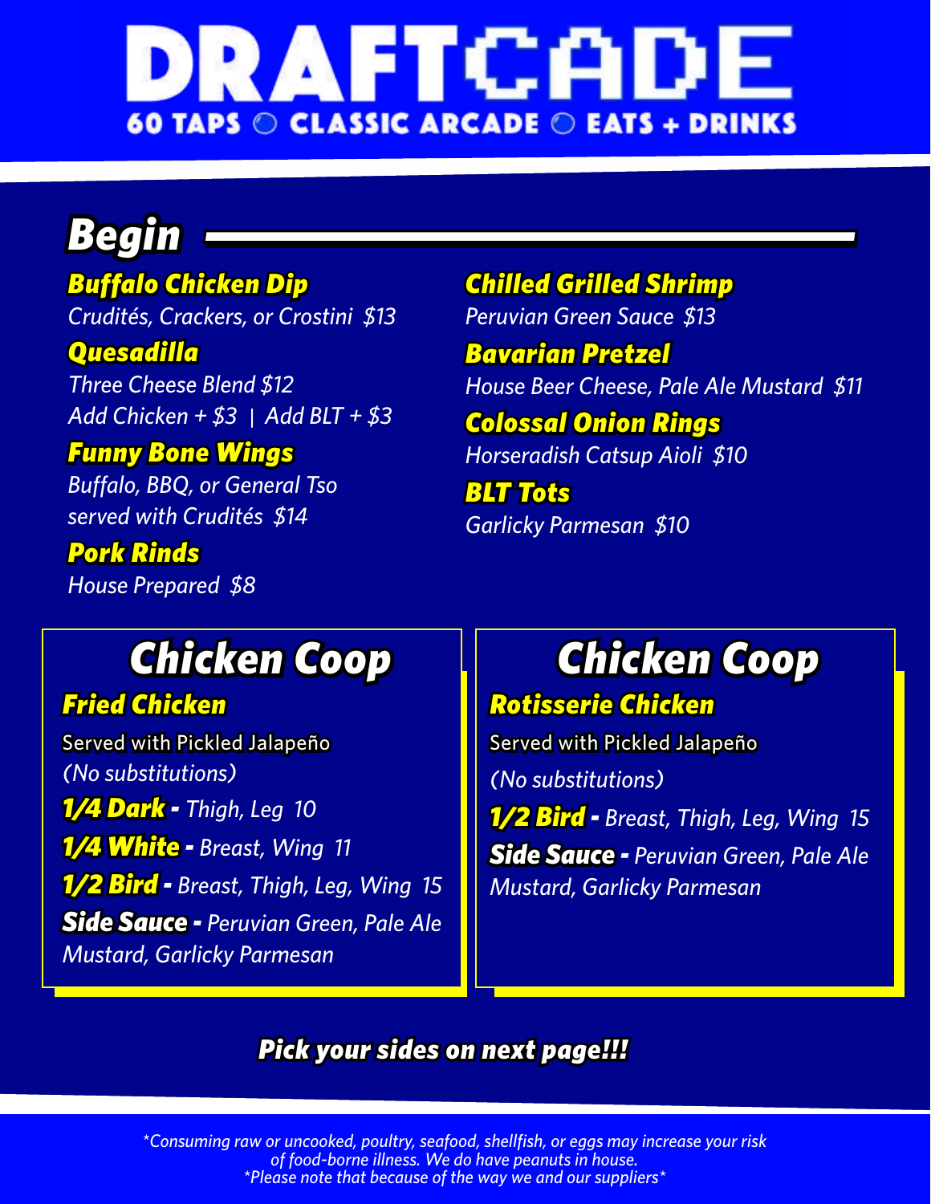# DRAFTCADE

**60 TAPS ○ CLASSIC ARCADE ○ EATS + DRINKS**

## Begin

**Buffalo Chicken Dip**
*Crudités, Crackers, or Crostini $13*

**Quesadilla**
*Three Cheese Blend $12*
*Add Chicken + $3 | Add BLT + $3*

**Funny Bone Wings**
*Buffalo, BBQ, or General Tso served with Crudités $14*

**Pork Rinds**
*House Prepared $8*

**Chilled Grilled Shrimp**
*Peruvian Green Sauce $13*

**Bavarian Pretzel**
*House Beer Cheese, Pale Ale Mustard $11*

**Colossal Onion Rings**
*Horseradish Catsup Aioli $10*

**BLT Tots**
*Garlicky Parmesan $10*

## Chicken Coop

### Fried Chicken

Served with Pickled Jalapeño
*(No substitutions)*

**1/4 Dark -** *Thigh, Leg 10*

**1/4 White -** *Breast, Wing 11*

**1/2 Bird -** *Breast, Thigh, Leg, Wing 15*

**Side Sauce -** *Peruvian Green, Pale Ale Mustard, Garlicky Parmesan*

## Chicken Coop

### Rotisserie Chicken

Served with Pickled Jalapeño
*(No substitutions)*

**1/2 Bird -** *Breast, Thigh, Leg, Wing 15*

**Side Sauce -** *Peruvian Green, Pale Ale Mustard, Garlicky Parmesan*

**Pick your sides on next page!!!**

*\*Consuming raw or uncooked, poultry, seafood, shellfish, or eggs may increase your risk of food-borne illness. We do have peanuts in house.*
*\*Please note that because of the way we and our suppliers\**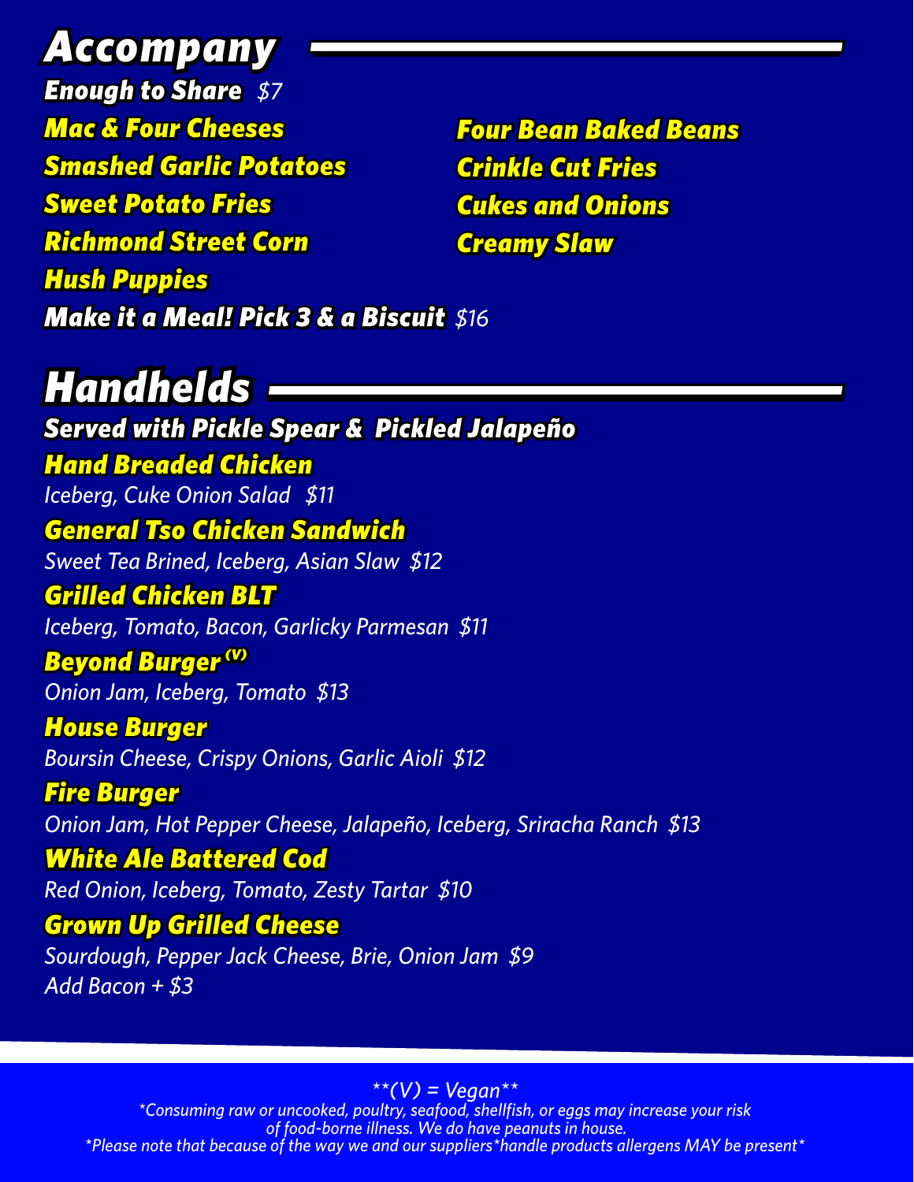## Accompany

**Enough to Share** *$7*

- **Mac & Four Cheeses**
- **Smashed Garlic Potatoes**
- **Sweet Potato Fries**
- **Richmond Street Corn**
- **Hush Puppies**
- **Four Bean Baked Beans**
- **Crinkle Cut Fries**
- **Cukes and Onions**
- **Creamy Slaw**

**Make it a Meal! Pick 3 & a Biscuit** *$16*

## Handhelds

**Served with Pickle Spear & Pickled Jalapeño**

**Hand Breaded Chicken**
*Iceberg, Cuke Onion Salad $11*

**General Tso Chicken Sandwich**
*Sweet Tea Brined, Iceberg, Asian Slaw $12*

**Grilled Chicken BLT**
*Iceberg, Tomato, Bacon, Garlicky Parmesan $11*

**Beyond Burger (V)**
*Onion Jam, Iceberg, Tomato $13*

**House Burger**
*Boursin Cheese, Crispy Onions, Garlic Aioli $12*

**Fire Burger**
*Onion Jam, Hot Pepper Cheese, Jalapeño, Iceberg, Sriracha Ranch $13*

**White Ale Battered Cod**
*Red Onion, Iceberg, Tomato, Zesty Tartar $10*

**Grown Up Grilled Cheese**
*Sourdough, Pepper Jack Cheese, Brie, Onion Jam $9*
*Add Bacon + $3*

*\*\*(V) = Vegan\*\**

*\*Consuming raw or uncooked, poultry, seafood, shellfish, or eggs may increase your risk of food-borne illness. We do have peanuts in house.*

*\*Please note that because of the way we and our suppliers\*handle products allergens MAY be present\**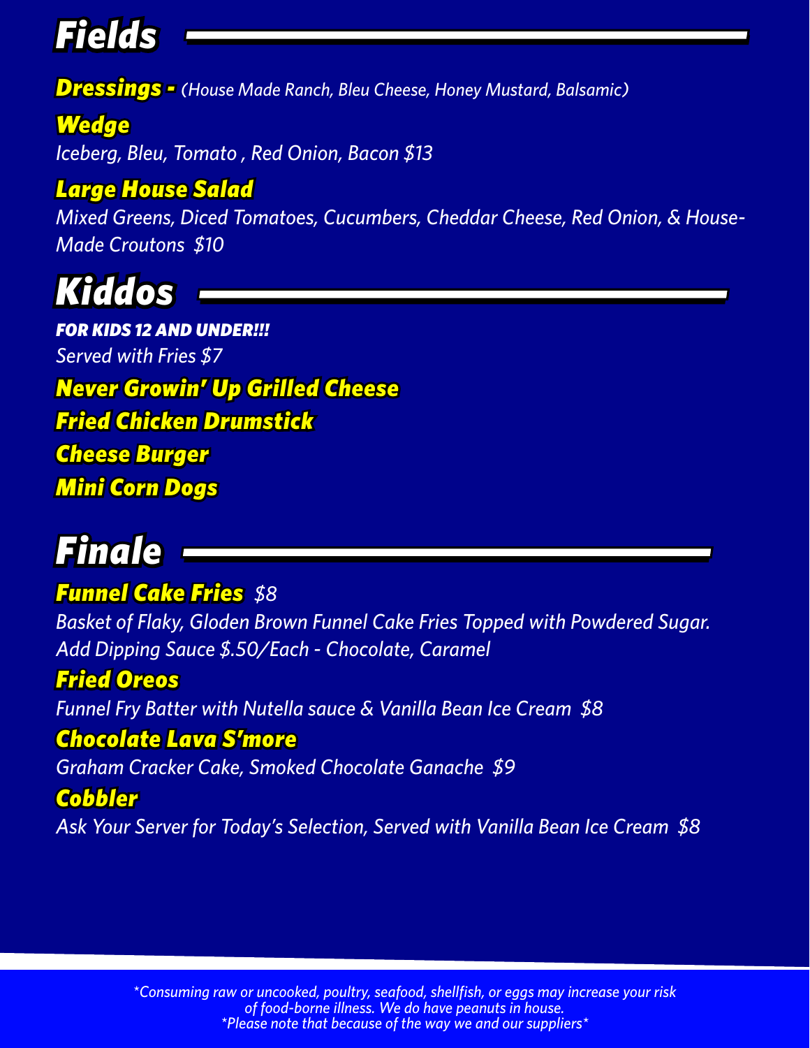# Fields

***Dressings -*** *(House Made Ranch, Bleu Cheese, Honey Mustard, Balsamic)*

### *Wedge*

*Iceberg, Bleu, Tomato , Red Onion, Bacon $13*

### *Large House Salad*

*Mixed Greens, Diced Tomatoes, Cucumbers, Cheddar Cheese, Red Onion, & House-Made Croutons  $10*

# Kiddos

***FOR KIDS 12 AND UNDER!!!***

*Served with Fries $7*

### *Never Growin' Up Grilled Cheese*

### *Fried Chicken Drumstick*

### *Cheese Burger*

### *Mini Corn Dogs*

# Finale

### *Funnel Cake Fries*  *$8*

*Basket of Flaky, Gloden Brown Funnel Cake Fries Topped with Powdered Sugar. Add Dipping Sauce $.50/Each - Chocolate, Caramel*

### *Fried Oreos*

*Funnel Fry Batter with Nutella sauce & Vanilla Bean Ice Cream  $8*

### *Chocolate Lava S'more*

*Graham Cracker Cake, Smoked Chocolate Ganache  $9*

### *Cobbler*

*Ask Your Server for Today's Selection, Served with Vanilla Bean Ice Cream  $8*

*\*Consuming raw or uncooked, poultry, seafood, shellfish, or eggs may increase your risk of food-borne illness. We do have peanuts in house.*
*\*Please note that because of the way we and our suppliers\**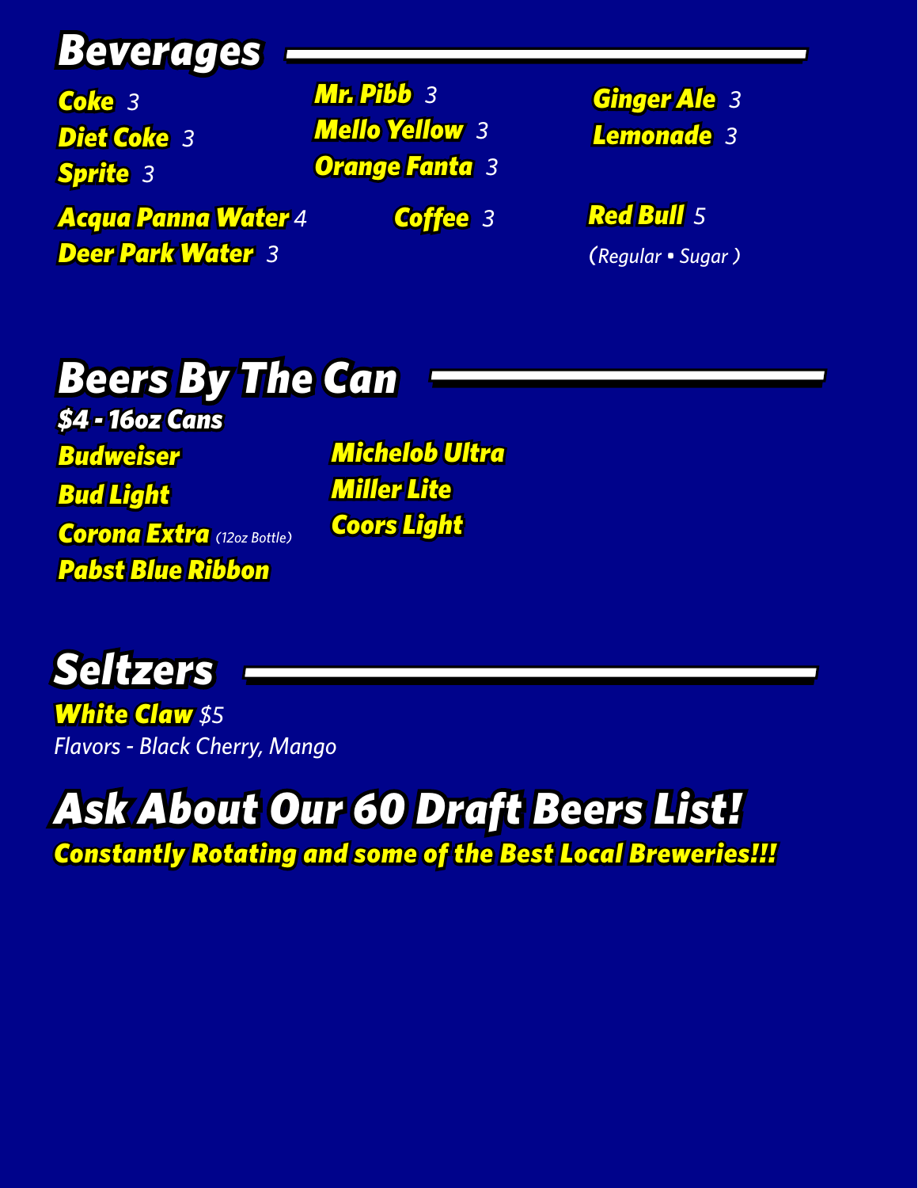# Beverages

**Coke** 3
**Diet Coke** 3
**Sprite** 3
**Mr. Pibb** 3
**Mello Yellow** 3
**Orange Fanta** 3
**Ginger Ale** 3
**Lemonade** 3

**Acqua Panna Water** 4
**Deer Park Water** 3
**Coffee** 3
**Red Bull** 5
*(Regular • Sugar )*

# Beers By The Can

**$4 - 16oz Cans**

**Budweiser**
**Bud Light**
**Corona Extra** *(12oz Bottle)*
**Pabst Blue Ribbon**
**Michelob Ultra**
**Miller Lite**
**Coors Light**

# Seltzers

**White Claw** *$5*
*Flavors - Black Cherry, Mango*

# Ask About Our 60 Draft Beers List!

**Constantly Rotating and some of the Best Local Breweries!!!**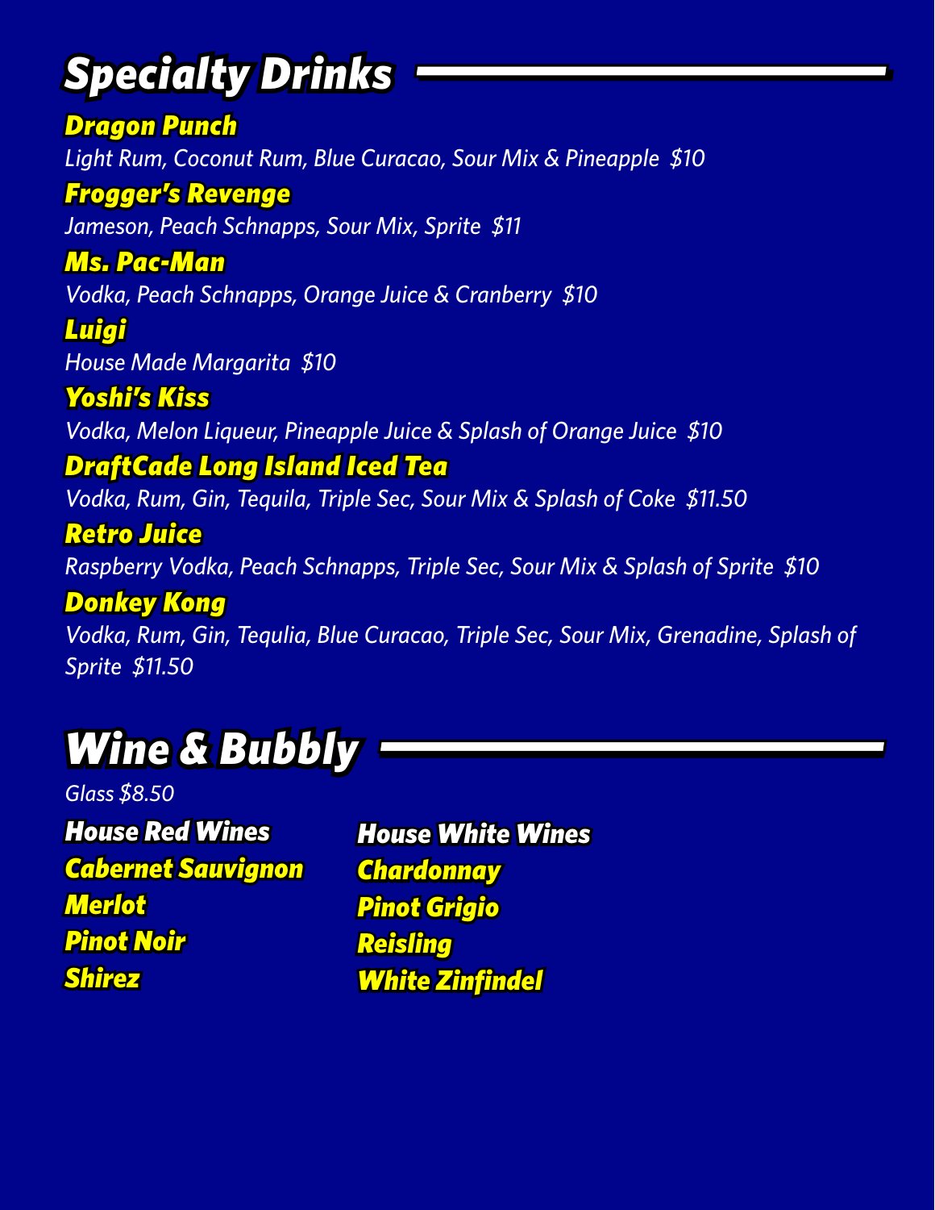## Specialty Drinks

**Dragon Punch**

*Light Rum, Coconut Rum, Blue Curacao, Sour Mix & Pineapple  $10*

**Frogger's Revenge**

*Jameson, Peach Schnapps, Sour Mix, Sprite  $11*

**Ms. Pac-Man**

*Vodka, Peach Schnapps, Orange Juice & Cranberry  $10*

**Luigi**

*House Made Margarita  $10*

**Yoshi's Kiss**

*Vodka, Melon Liqueur, Pineapple Juice & Splash of Orange Juice  $10*

**DraftCade Long Island Iced Tea**

*Vodka, Rum, Gin, Tequila, Triple Sec, Sour Mix & Splash of Coke  $11.50*

**Retro Juice**

*Raspberry Vodka, Peach Schnapps, Triple Sec, Sour Mix & Splash of Sprite  $10*

**Donkey Kong**

*Vodka, Rum, Gin, Tequlia, Blue Curacao, Triple Sec, Sour Mix, Grenadine, Splash of Sprite  $11.50*

## Wine & Bubbly

*Glass $8.50*

**House Red Wines**

- **Cabernet Sauvignon**
- **Merlot**
- **Pinot Noir**
- **Shirez**

**House White Wines**

- **Chardonnay**
- **Pinot Grigio**
- **Reisling**
- **White Zinfindel**